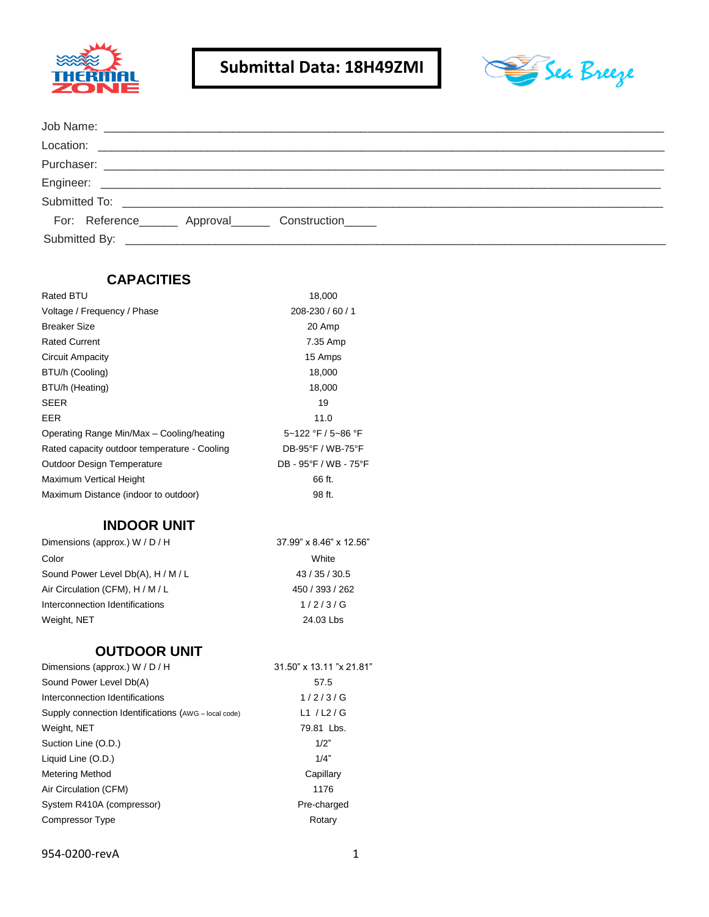# Submittal Data: 18H49ZMI

Job Name: ___________________________________________________________________________

Location: ___________________________________________________________________________

Purchaser: ___________________________________________________________________________

Engineer: ___________________________________________________________________________

Submitted To: ___________________________________________________________________________

For: Reference______ Approval______ Construction_____

Submitted By: ___________________________________________________________________________

## CAPACITIES

| | |
|---|---|
| Rated BTU | 18,000 |
| Voltage / Frequency / Phase | 208-230 / 60 / 1 |
| Breaker Size | 20 Amp |
| Rated Current | 7.35 Amp |
| Circuit Ampacity | 15 Amps |
| BTU/h (Cooling) | 18,000 |
| BTU/h (Heating) | 18,000 |
| SEER | 19 |
| EER | 11.0 |
| Operating Range Min/Max – Cooling/heating | 5~122 °F / 5~86 °F |
| Rated capacity outdoor temperature - Cooling | DB-95°F / WB-75°F |
| Outdoor Design Temperature | DB - 95°F / WB - 75°F |
| Maximum Vertical Height | 66 ft. |
| Maximum Distance (indoor to outdoor) | 98 ft. |

## INDOOR UNIT

| | |
|---|---|
| Dimensions (approx.) W / D / H | 37.99" x 8.46" x 12.56" |
| Color | White |
| Sound Power Level Db(A), H / M / L | 43 / 35 / 30.5 |
| Air Circulation (CFM), H / M / L | 450 / 393 / 262 |
| Interconnection Identifications | 1 / 2 / 3 / G |
| Weight, NET | 24.03 Lbs |

## OUTDOOR UNIT

| | |
|---|---|
| Dimensions (approx.) W / D / H | 31.50" x 13.11 "x 21.81" |
| Sound Power Level Db(A) | 57.5 |
| Interconnection Identifications | 1 / 2 / 3 / G |
| Supply connection Identifications (AWG – local code) | L1 / L2 / G |
| Weight, NET | 79.81 Lbs. |
| Suction Line (O.D.) | 1/2" |
| Liquid Line (O.D.) | 1/4" |
| Metering Method | Capillary |
| Air Circulation (CFM) | 1176 |
| System R410A (compressor) | Pre-charged |
| Compressor Type | Rotary |

954-0200-revA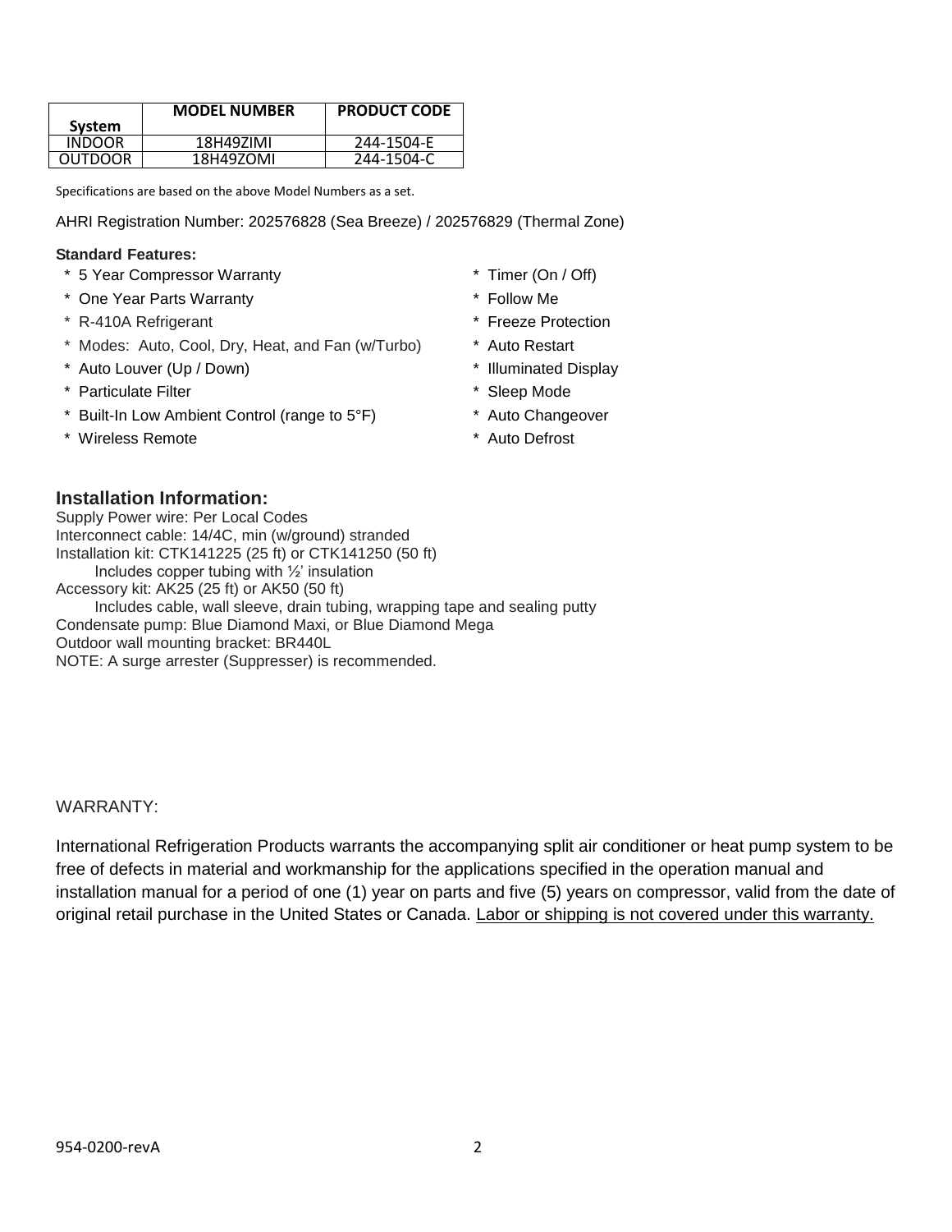| System | MODEL NUMBER | PRODUCT CODE |
|---|---|---|
| INDOOR | 18H49ZIMI | 244-1504-E |
| OUTDOOR | 18H49ZOMI | 244-1504-C |

Specifications are based on the above Model Numbers as a set.

AHRI Registration Number: 202576828 (Sea Breeze) / 202576829 (Thermal Zone)

**Standard Features:**

* 5 Year Compressor Warranty
* One Year Parts Warranty
* R-410A Refrigerant
* Modes: Auto, Cool, Dry, Heat, and Fan (w/Turbo)
* Auto Louver (Up / Down)
* Particulate Filter
* Built-In Low Ambient Control (range to 5°F)
* Wireless Remote
* Timer (On / Off)
* Follow Me
* Freeze Protection
* Auto Restart
* Illuminated Display
* Sleep Mode
* Auto Changeover
* Auto Defrost

## Installation Information:

Supply Power wire: Per Local Codes
Interconnect cable: 14/4C, min (w/ground) stranded
Installation kit: CTK141225 (25 ft) or CTK141250 (50 ft)
 Includes copper tubing with ½' insulation
Accessory kit: AK25 (25 ft) or AK50 (50 ft)
 Includes cable, wall sleeve, drain tubing, wrapping tape and sealing putty
Condensate pump: Blue Diamond Maxi, or Blue Diamond Mega
Outdoor wall mounting bracket: BR440L
NOTE: A surge arrester (Suppresser) is recommended.

WARRANTY:

International Refrigeration Products warrants the accompanying split air conditioner or heat pump system to be free of defects in material and workmanship for the applications specified in the operation manual and installation manual for a period of one (1) year on parts and five (5) years on compressor, valid from the date of original retail purchase in the United States or Canada. <u>Labor or shipping is not covered under this warranty.</u>

954-0200-revA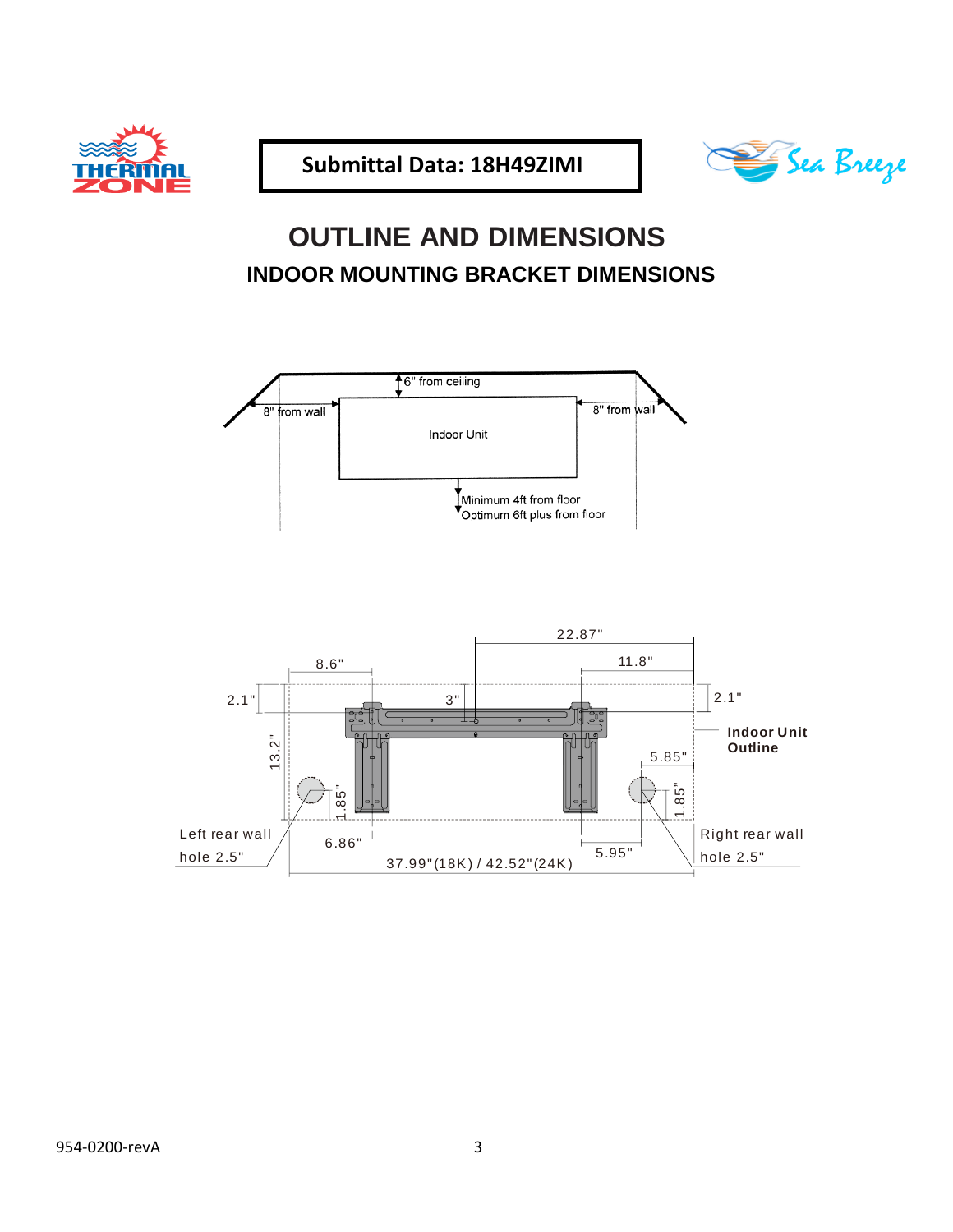Submittal Data: 18H49ZIMI

# OUTLINE AND DIMENSIONS

## INDOOR MOUNTING BRACKET DIMENSIONS

6" from ceiling

8" from wall

8" from wall

Indoor Unit

Minimum 4ft from floor
Optimum 6ft plus from floor

22.87"

8.6"

11.8"

2.1"

3"

2.1"

Indoor Unit Outline

13.2"

5.85"

1.85"

1.85"

Left rear wall hole 2.5"

6.86"

5.95"

Right rear wall hole 2.5"

37.99"(18K) / 42.52"(24K)

954-0200-revA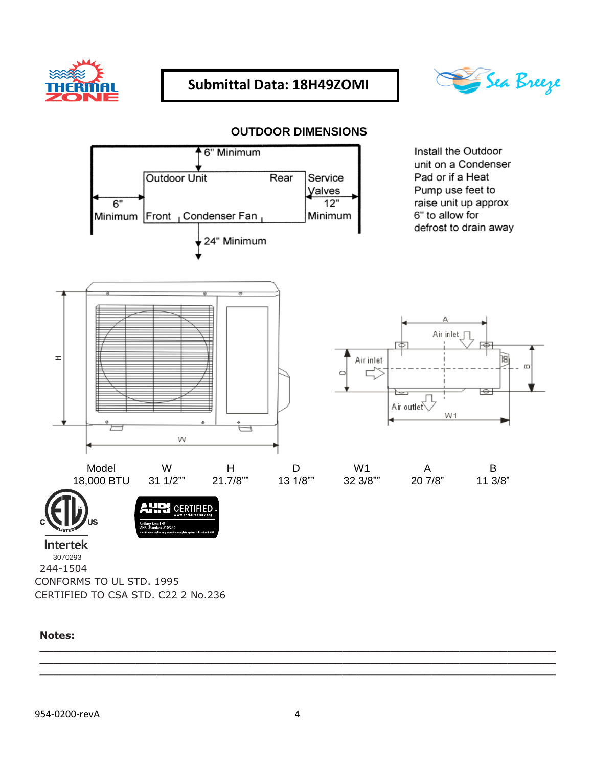# Submittal Data: 18H49ZOMI

## OUTDOOR DIMENSIONS

6" Minimum

Outdoor Unit

Rear

Service Valves

12" Minimum

6" Minimum

Front

Condenser Fan

24" Minimum

Install the Outdoor unit on a Condenser Pad or if a Heat Pump use feet to raise unit up approx 6" to allow for defrost to drain away

H

W

A

Air inlet

Air inlet

D

B

Air outlet

W1

| Model | W | H | D | W1 | A | B |
|---|---|---|---|---|---|---|
| 18,000 BTU | 31 1/2"" | 21.7/8"" | 13 1/8"" | 32 3/8"" | 20 7/8" | 11 3/8" |

C ETL US LISTED

Intertek

3070293

AHRI CERTIFIED™ www.ahridirectory.org

Unitary Small HP

AHRI Standard 210/240

Certification applies only when the complete system is listed with AHRI.

244-1504

CONFORMS TO UL STD. 1995

CERTIFIED TO CSA STD. C22 2 No.236

**Notes:**

___

___

___

954-0200-revA